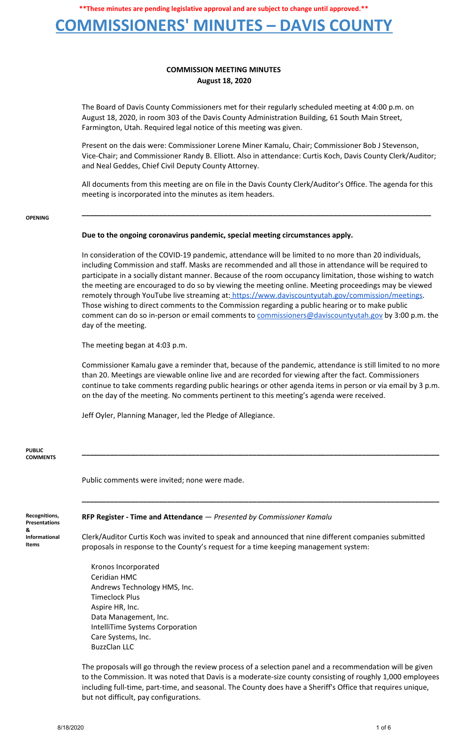**\*\*These minutes are pending legislative approval and are subject to change until approved.\*\***

# COMMISSIONERS' MINUTES – DAVIS COUNTY

## COMMISSION MEETING MINUTES
**August 18, 2020**

The Board of Davis County Commissioners met for their regularly scheduled meeting at 4:00 p.m. on August 18, 2020, in room 303 of the Davis County Administration Building, 61 South Main Street, Farmington, Utah. Required legal notice of this meeting was given.

Present on the dais were: Commissioner Lorene Miner Kamalu, Chair; Commissioner Bob J Stevenson, Vice-Chair; and Commissioner Randy B. Elliott. Also in attendance: Curtis Koch, Davis County Clerk/Auditor; and Neal Geddes, Chief Civil Deputy County Attorney.

All documents from this meeting are on file in the Davis County Clerk/Auditor's Office. The agenda for this meeting is incorporated into the minutes as item headers.

---

**OPENING**

**Due to the ongoing coronavirus pandemic, special meeting circumstances apply.**

In consideration of the COVID-19 pandemic, attendance will be limited to no more than 20 individuals, including Commission and staff. Masks are recommended and all those in attendance will be required to participate in a socially distant manner. Because of the room occupancy limitation, those wishing to watch the meeting are encouraged to do so by viewing the meeting online. Meeting proceedings may be viewed remotely through YouTube live streaming at: https://www.daviscountyutah.gov/commission/meetings. Those wishing to direct comments to the Commission regarding a public hearing or to make public comment can do so in-person or email comments to commissioners@daviscountyutah.gov by 3:00 p.m. the day of the meeting.

The meeting began at 4:03 p.m.

Commissioner Kamalu gave a reminder that, because of the pandemic, attendance is still limited to no more than 20. Meetings are viewable online live and are recorded for viewing after the fact. Commissioners continue to take comments regarding public hearings or other agenda items in person or via email by 3 p.m. on the day of the meeting. No comments pertinent to this meeting's agenda were received.

Jeff Oyler, Planning Manager, led the Pledge of Allegiance.

---

**PUBLIC COMMENTS**

Public comments were invited; none were made.

---

**Recognitions, Presentations & Informational Items**

**RFP Register - Time and Attendance** — *Presented by Commissioner Kamalu*

Clerk/Auditor Curtis Koch was invited to speak and announced that nine different companies submitted proposals in response to the County's request for a time keeping management system:

- Kronos Incorporated
- Ceridian HMC
- Andrews Technology HMS, Inc.
- Timeclock Plus
- Aspire HR, Inc.
- Data Management, Inc.
- IntelliTime Systems Corporation
- Care Systems, Inc.
- BuzzClan LLC

The proposals will go through the review process of a selection panel and a recommendation will be given to the Commission. It was noted that Davis is a moderate-size county consisting of roughly 1,000 employees including full-time, part-time, and seasonal. The County does have a Sheriff's Office that requires unique, but not difficult, pay configurations.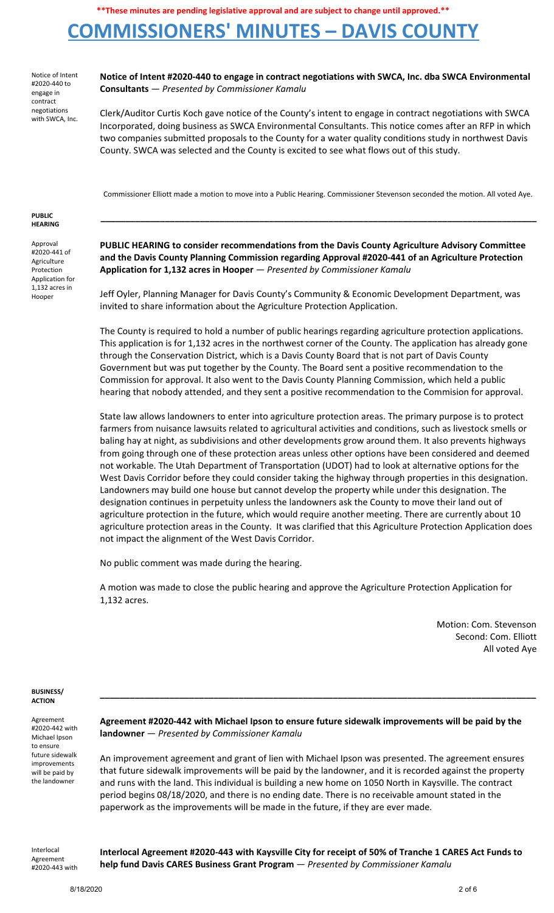**These minutes are pending legislative approval and are subject to change until approved.**

# COMMISSIONERS' MINUTES – DAVIS COUNTY

Notice of Intent #2020-440 to engage in contract negotiations with SWCA, Inc.

**Notice of Intent #2020-440 to engage in contract negotiations with SWCA, Inc. dba SWCA Environmental Consultants** — *Presented by Commissioner Kamalu*

Clerk/Auditor Curtis Koch gave notice of the County's intent to engage in contract negotiations with SWCA Incorporated, doing business as SWCA Environmental Consultants. This notice comes after an RFP in which two companies submitted proposals to the County for a water quality conditions study in northwest Davis County. SWCA was selected and the County is excited to see what flows out of this study.

Commissioner Elliott made a motion to move into a Public Hearing. Commissioner Stevenson seconded the motion. All voted Aye.

**PUBLIC HEARING**

Approval #2020-441 of Agriculture Protection Application for 1,132 acres in Hooper

**PUBLIC HEARING to consider recommendations from the Davis County Agriculture Advisory Committee and the Davis County Planning Commission regarding Approval #2020-441 of an Agriculture Protection Application for 1,132 acres in Hooper** — *Presented by Commissioner Kamalu*

Jeff Oyler, Planning Manager for Davis County's Community & Economic Development Department, was invited to share information about the Agriculture Protection Application.

The County is required to hold a number of public hearings regarding agriculture protection applications. This application is for 1,132 acres in the northwest corner of the County. The application has already gone through the Conservation District, which is a Davis County Board that is not part of Davis County Government but was put together by the County. The Board sent a positive recommendation to the Commission for approval. It also went to the Davis County Planning Commission, which held a public hearing that nobody attended, and they sent a positive recommendation to the Commision for approval.

State law allows landowners to enter into agriculture protection areas. The primary purpose is to protect farmers from nuisance lawsuits related to agricultural activities and conditions, such as livestock smells or baling hay at night, as subdivisions and other developments grow around them. It also prevents highways from going through one of these protection areas unless other options have been considered and deemed not workable. The Utah Department of Transportation (UDOT) had to look at alternative options for the West Davis Corridor before they could consider taking the highway through properties in this designation. Landowners may build one house but cannot develop the property while under this designation. The designation continues in perpetuity unless the landowners ask the County to move their land out of agriculture protection in the future, which would require another meeting. There are currently about 10 agriculture protection areas in the County. It was clarified that this Agriculture Protection Application does not impact the alignment of the West Davis Corridor.

No public comment was made during the hearing.

A motion was made to close the public hearing and approve the Agriculture Protection Application for 1,132 acres.

Motion: Com. Stevenson
Second: Com. Elliott
All voted Aye

**BUSINESS/ ACTION**

Agreement #2020-442 with Michael Ipson to ensure future sidewalk improvements will be paid by the landowner

**Agreement #2020-442 with Michael Ipson to ensure future sidewalk improvements will be paid by the landowner** — *Presented by Commissioner Kamalu*

An improvement agreement and grant of lien with Michael Ipson was presented. The agreement ensures that future sidewalk improvements will be paid by the landowner, and it is recorded against the property and runs with the land. This individual is building a new home on 1050 North in Kaysville. The contract period begins 08/18/2020, and there is no ending date. There is no receivable amount stated in the paperwork as the improvements will be made in the future, if they are ever made.

Interlocal Agreement #2020-443 with

**Interlocal Agreement #2020-443 with Kaysville City for receipt of 50% of Tranche 1 CARES Act Funds to help fund Davis CARES Business Grant Program** — *Presented by Commissioner Kamalu*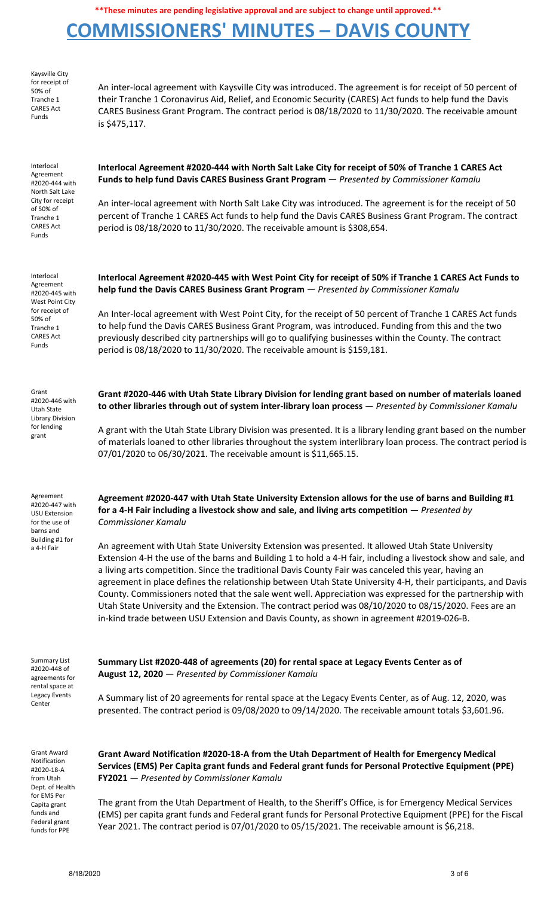**These minutes are pending legislative approval and are subject to change until approved.**

# COMMISSIONERS' MINUTES – DAVIS COUNTY

Kaysville City for receipt of 50% of Tranche 1 CARES Act Funds

An inter-local agreement with Kaysville City was introduced. The agreement is for receipt of 50 percent of their Tranche 1 Coronavirus Aid, Relief, and Economic Security (CARES) Act funds to help fund the Davis CARES Business Grant Program. The contract period is 08/18/2020 to 11/30/2020. The receivable amount is $475,117.

Interlocal Agreement #2020-444 with North Salt Lake City for receipt of 50% of Tranche 1 CARES Act Funds

**Interlocal Agreement #2020-444 with North Salt Lake City for receipt of 50% of Tranche 1 CARES Act Funds to help fund Davis CARES Business Grant Program** — *Presented by Commissioner Kamalu*

An inter-local agreement with North Salt Lake City was introduced. The agreement is for the receipt of 50 percent of Tranche 1 CARES Act funds to help fund the Davis CARES Business Grant Program. The contract period is 08/18/2020 to 11/30/2020. The receivable amount is $308,654.

Interlocal Agreement #2020-445 with West Point City for receipt of 50% of Tranche 1 CARES Act Funds

**Interlocal Agreement #2020-445 with West Point City for receipt of 50% if Tranche 1 CARES Act Funds to help fund the Davis CARES Business Grant Program** — *Presented by Commissioner Kamalu*

An Inter-local agreement with West Point City, for the receipt of 50 percent of Tranche 1 CARES Act funds to help fund the Davis CARES Business Grant Program, was introduced. Funding from this and the two previously described city partnerships will go to qualifying businesses within the County. The contract period is 08/18/2020 to 11/30/2020. The receivable amount is $159,181.

Grant #2020-446 with Utah State Library Division for lending grant

**Grant #2020-446 with Utah State Library Division for lending grant based on number of materials loaned to other libraries through out of system inter-library loan process** — *Presented by Commissioner Kamalu*

A grant with the Utah State Library Division was presented. It is a library lending grant based on the number of materials loaned to other libraries throughout the system interlibrary loan process. The contract period is 07/01/2020 to 06/30/2021. The receivable amount is $11,665.15.

Agreement #2020-447 with USU Extension for the use of barns and Building #1 for a 4-H Fair

**Agreement #2020-447 with Utah State University Extension allows for the use of barns and Building #1 for a 4-H Fair including a livestock show and sale, and living arts competition** — *Presented by Commissioner Kamalu*

An agreement with Utah State University Extension was presented. It allowed Utah State University Extension 4-H the use of the barns and Building 1 to hold a 4-H fair, including a livestock show and sale, and a living arts competition. Since the traditional Davis County Fair was canceled this year, having an agreement in place defines the relationship between Utah State University 4-H, their participants, and Davis County. Commissioners noted that the sale went well. Appreciation was expressed for the partnership with Utah State University and the Extension. The contract period was 08/10/2020 to 08/15/2020. Fees are an in-kind trade between USU Extension and Davis County, as shown in agreement #2019-026-B.

Summary List #2020-448 of agreements for rental space at Legacy Events Center

**Summary List #2020-448 of agreements (20) for rental space at Legacy Events Center as of August 12, 2020** — *Presented by Commissioner Kamalu*

A Summary list of 20 agreements for rental space at the Legacy Events Center, as of Aug. 12, 2020, was presented. The contract period is 09/08/2020 to 09/14/2020. The receivable amount totals $3,601.96.

Grant Award Notification #2020-18-A from Utah Dept. of Health for EMS Per Capita grant funds and Federal grant funds for PPE

**Grant Award Notification #2020-18-A from the Utah Department of Health for Emergency Medical Services (EMS) Per Capita grant funds and Federal grant funds for Personal Protective Equipment (PPE) FY2021** — *Presented by Commissioner Kamalu*

The grant from the Utah Department of Health, to the Sheriff's Office, is for Emergency Medical Services (EMS) per capita grant funds and Federal grant funds for Personal Protective Equipment (PPE) for the Fiscal Year 2021. The contract period is 07/01/2020 to 05/15/2021. The receivable amount is $6,218.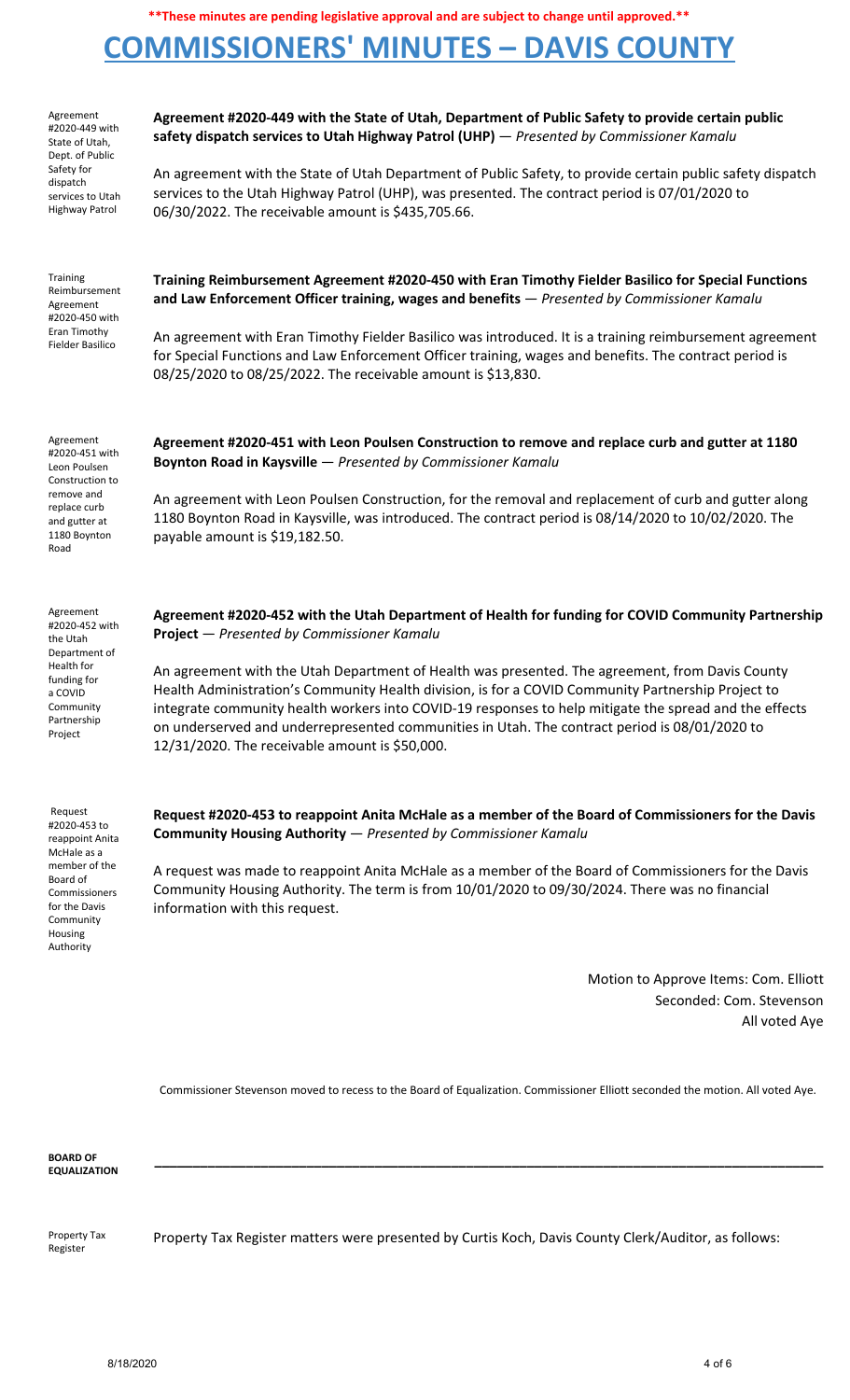**These minutes are pending legislative approval and are subject to change until approved.**

# COMMISSIONERS' MINUTES – DAVIS COUNTY

Agreement #2020-449 with State of Utah, Dept. of Public Safety for dispatch services to Utah Highway Patrol

**Agreement #2020-449 with the State of Utah, Department of Public Safety to provide certain public safety dispatch services to Utah Highway Patrol (UHP)** — *Presented by Commissioner Kamalu*

An agreement with the State of Utah Department of Public Safety, to provide certain public safety dispatch services to the Utah Highway Patrol (UHP), was presented. The contract period is 07/01/2020 to 06/30/2022. The receivable amount is $435,705.66.

Training Reimbursement Agreement #2020-450 with Eran Timothy Fielder Basilico

**Training Reimbursement Agreement #2020-450 with Eran Timothy Fielder Basilico for Special Functions and Law Enforcement Officer training, wages and benefits** — *Presented by Commissioner Kamalu*

An agreement with Eran Timothy Fielder Basilico was introduced. It is a training reimbursement agreement for Special Functions and Law Enforcement Officer training, wages and benefits. The contract period is 08/25/2020 to 08/25/2022. The receivable amount is $13,830.

Agreement #2020-451 with Leon Poulsen Construction to remove and replace curb and gutter at 1180 Boynton Road

**Agreement #2020-451 with Leon Poulsen Construction to remove and replace curb and gutter at 1180 Boynton Road in Kaysville** — *Presented by Commissioner Kamalu*

An agreement with Leon Poulsen Construction, for the removal and replacement of curb and gutter along 1180 Boynton Road in Kaysville, was introduced. The contract period is 08/14/2020 to 10/02/2020. The payable amount is $19,182.50.

Agreement #2020-452 with the Utah Department of Health for funding for a COVID Community Partnership Project

**Agreement #2020-452 with the Utah Department of Health for funding for COVID Community Partnership Project** — *Presented by Commissioner Kamalu*

An agreement with the Utah Department of Health was presented. The agreement, from Davis County Health Administration's Community Health division, is for a COVID Community Partnership Project to integrate community health workers into COVID-19 responses to help mitigate the spread and the effects on underserved and underrepresented communities in Utah. The contract period is 08/01/2020 to 12/31/2020. The receivable amount is $50,000.

Request #2020-453 to reappoint Anita McHale as a member of the Board of Commissioners for the Davis Community Housing Authority

**Request #2020-453 to reappoint Anita McHale as a member of the Board of Commissioners for the Davis Community Housing Authority** — *Presented by Commissioner Kamalu*

A request was made to reappoint Anita McHale as a member of the Board of Commissioners for the Davis Community Housing Authority. The term is from 10/01/2020 to 09/30/2024. There was no financial information with this request.

Motion to Approve Items: Com. Elliott
Seconded: Com. Stevenson
All voted Aye

Commissioner Stevenson moved to recess to the Board of Equalization. Commissioner Elliott seconded the motion. All voted Aye.

**BOARD OF EQUALIZATION**

---

Property Tax Register

Property Tax Register matters were presented by Curtis Koch, Davis County Clerk/Auditor, as follows: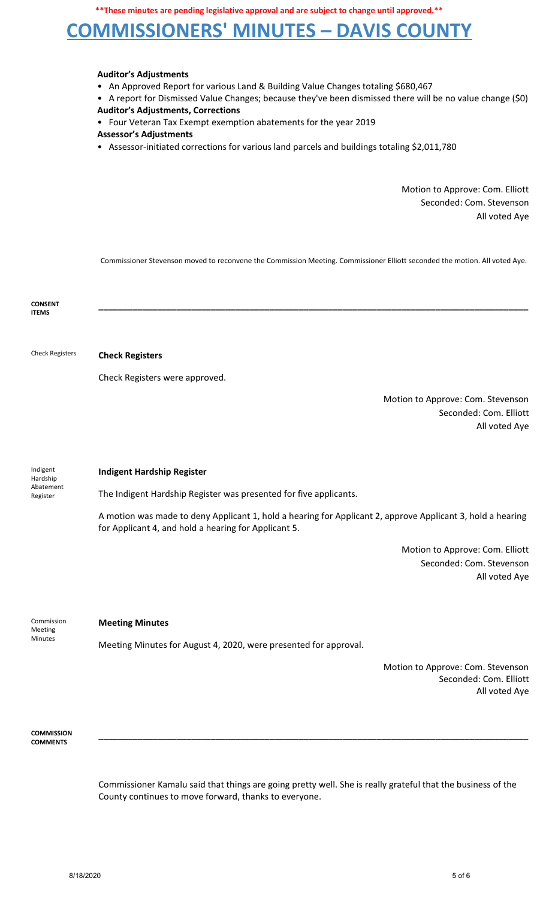**Auditor's Adjustments**

- An Approved Report for various Land & Building Value Changes totaling $680,467
- A report for Dismissed Value Changes; because they've been dismissed there will be no value change ($0)

**Auditor's Adjustments, Corrections**

- Four Veteran Tax Exempt exemption abatements for the year 2019

**Assessor's Adjustments**

- Assessor-initiated corrections for various land parcels and buildings totaling $2,011,780

Motion to Approve: Com. Elliott
Seconded: Com. Stevenson
All voted Aye

Commissioner Stevenson moved to reconvene the Commission Meeting. Commissioner Elliott seconded the motion. All voted Aye.

**CONSENT ITEMS**

---

Check Registers

**Check Registers**

Check Registers were approved.

Motion to Approve: Com. Stevenson
Seconded: Com. Elliott
All voted Aye

Indigent Hardship Abatement Register

**Indigent Hardship Register**

The Indigent Hardship Register was presented for five applicants.

A motion was made to deny Applicant 1, hold a hearing for Applicant 2, approve Applicant 3, hold a hearing for Applicant 4, and hold a hearing for Applicant 5.

Motion to Approve: Com. Elliott
Seconded: Com. Stevenson
All voted Aye

Commission Meeting Minutes

**Meeting Minutes**

Meeting Minutes for August 4, 2020, were presented for approval.

Motion to Approve: Com. Stevenson
Seconded: Com. Elliott
All voted Aye

**COMMISSION COMMENTS**

---

Commissioner Kamalu said that things are going pretty well. She is really grateful that the business of the County continues to move forward, thanks to everyone.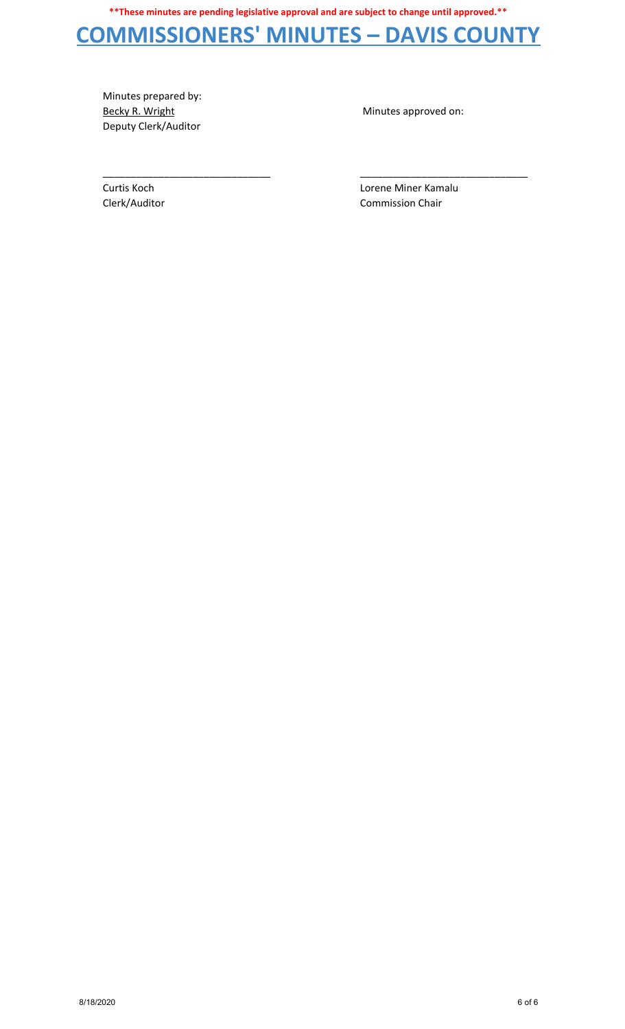Minutes prepared by:
Becky R. Wright
Deputy Clerk/Auditor

Minutes approved on:

_____________________________

Curtis Koch
Clerk/Auditor

_____________________________

Lorene Miner Kamalu
Commission Chair